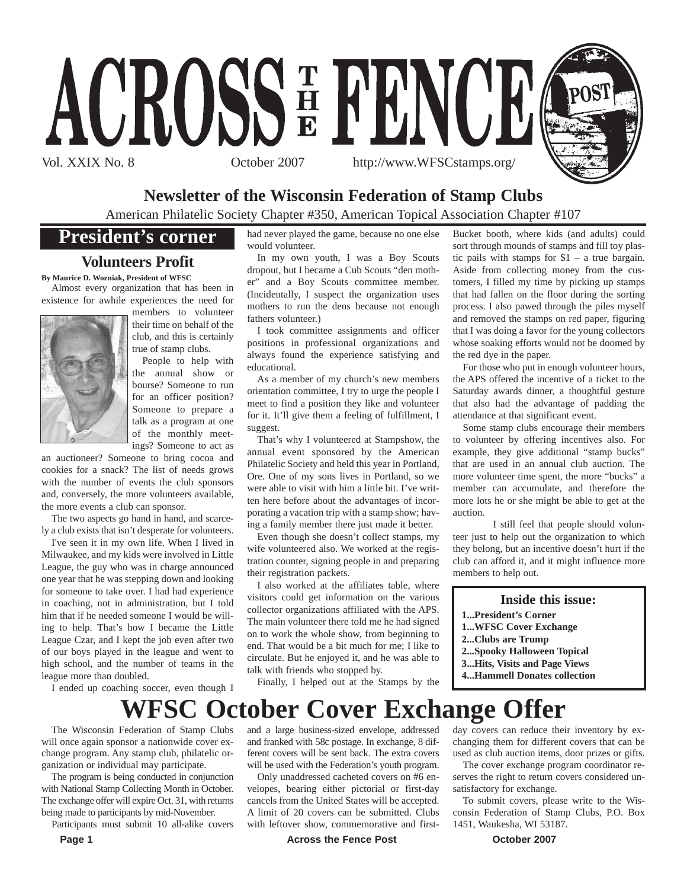# ACROSS THE FENCE POST

Vol. XXIX No. 8 October 2007 http://www.WFSCstamps.org/

## Newsletter of the Wisconsin Federation of Stamp Clubs

American Philatelic Society Chapter #350, American Topical Association Chapter #107

## President's corner

### Volunteers Profit

**By Maurice D. Wozniak, President of WFSC**

Almost every organization that has been in existence for awhile experiences the need for members to volunteer their time on behalf of the club, and this is certainly true of stamp clubs.

People to help with the annual show or bourse? Someone to run for an officer position? Someone to prepare a talk as a program at one of the monthly meetings? Someone to act as an auctioneer? Someone to bring cocoa and cookies for a snack? The list of needs grows with the number of events the club sponsors and, conversely, the more volunteers available, the more events a club can sponsor.

The two aspects go hand in hand, and scarcely a club exists that isn't desperate for volunteers.

I've seen it in my own life. When I lived in Milwaukee, and my kids were involved in Little League, the guy who was in charge announced one year that he was stepping down and looking for someone to take over. I had had experience in coaching, not in administration, but I told him that if he needed someone I would be willing to help. That's how I became the Little League Czar, and I kept the job even after two of our boys played in the league and went to high school, and the number of teams in the league more than doubled.

I ended up coaching soccer, even though I had never played the game, because no one else would volunteer.

In my own youth, I was a Boy Scouts dropout, but I became a Cub Scouts "den mother" and a Boy Scouts committee member. (Incidentally, I suspect the organization uses mothers to run the dens because not enough fathers volunteer.)

I took committee assignments and officer positions in professional organizations and always found the experience satisfying and educational.

As a member of my church's new members orientation committee, I try to urge the people I meet to find a position they like and volunteer for it. It'll give them a feeling of fulfillment, I suggest.

That's why I volunteered at Stampshow, the annual event sponsored by the American Philatelic Society and held this year in Portland, Ore. One of my sons lives in Portland, so we were able to visit with him a little bit. I've written here before about the advantages of incorporating a vacation trip with a stamp show; having a family member there just made it better.

Even though she doesn't collect stamps, my wife volunteered also. We worked at the registration counter, signing people in and preparing their registration packets.

I also worked at the affiliates table, where visitors could get information on the various collector organizations affiliated with the APS. The main volunteer there told me he had signed on to work the whole show, from beginning to end. That would be a bit much for me; I like to circulate. But he enjoyed it, and he was able to talk with friends who stopped by.

Finally, I helped out at the Stamps by the Bucket booth, where kids (and adults) could sort through mounds of stamps and fill toy plastic pails with stamps for $1 – a true bargain. Aside from collecting money from the customers, I filled my time by picking up stamps that had fallen on the floor during the sorting process. I also pawed through the piles myself and removed the stamps on red paper, figuring that I was doing a favor for the young collectors whose soaking efforts would not be doomed by the red dye in the paper.

For those who put in enough volunteer hours, the APS offered the incentive of a ticket to the Saturday awards dinner, a thoughtful gesture that also had the advantage of padding the attendance at that significant event.

Some stamp clubs encourage their members to volunteer by offering incentives also. For example, they give additional "stamp bucks" that are used in an annual club auction. The more volunteer time spent, the more "bucks" a member can accumulate, and therefore the more lots he or she might be able to get at the auction.

I still feel that people should volunteer just to help out the organization to which they belong, but an incentive doesn't hurt if the club can afford it, and it might influence more members to help out.

### Inside this issue:

- 1...President's Corner
- 1...WFSC Cover Exchange
- 2...Clubs are Trump
- 2...Spooky Halloween Topical
- 3...Hits, Visits and Page Views
- 4...Hammell Donates collection

# WFSC October Cover Exchange Offer

The Wisconsin Federation of Stamp Clubs will once again sponsor a nationwide cover exchange program. Any stamp club, philatelic organization or individual may participate.

The program is being conducted in conjunction with National Stamp Collecting Month in October. The exchange offer will expire Oct. 31, with returns being made to participants by mid-November.

Participants must submit 10 all-alike covers and a large business-sized envelope, addressed and franked with 58c postage. In exchange, 8 different covers will be sent back. The extra covers will be used with the Federation's youth program.

Only unaddressed cacheted covers on #6 envelopes, bearing either pictorial or first-day cancels from the United States will be accepted. A limit of 20 covers can be submitted. Clubs with leftover show, commemorative and first-day covers can reduce their inventory by exchanging them for different covers that can be used as club auction items, door prizes or gifts.

The cover exchange program coordinator reserves the right to return covers considered unsatisfactory for exchange.

To submit covers, please write to the Wisconsin Federation of Stamp Clubs, P.O. Box 1451, Waukesha, WI 53187.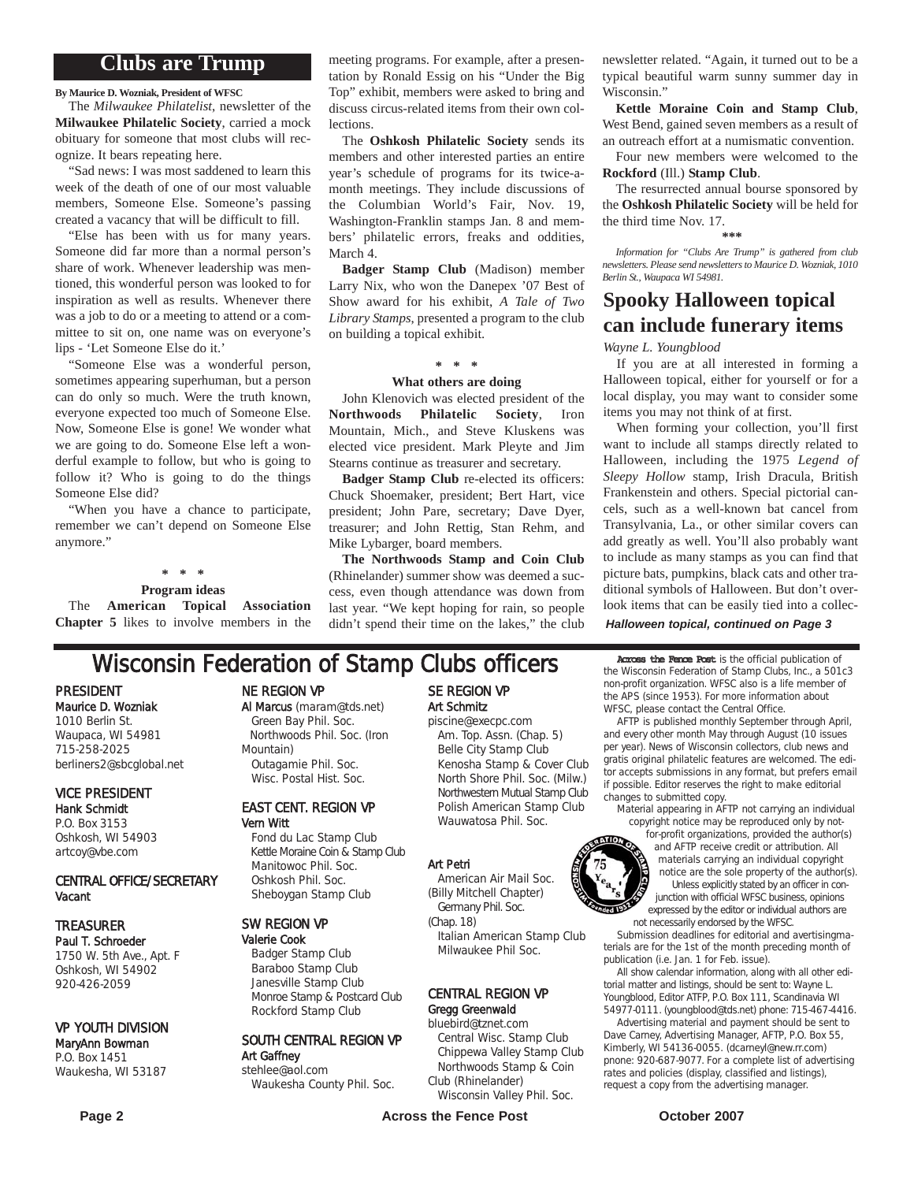## Clubs are Trump

**By Maurice D. Wozniak, President of WFSC**

The *Milwaukee Philatelist*, newsletter of the **Milwaukee Philatelic Society**, carried a mock obituary for someone that most clubs will recognize. It bears repeating here.

"Sad news: I was most saddened to learn this week of the death of one of our most valuable members, Someone Else. Someone's passing created a vacancy that will be difficult to fill.

"Else has been with us for many years. Someone did far more than a normal person's share of work. Whenever leadership was mentioned, this wonderful person was looked to for inspiration as well as results. Whenever there was a job to do or a meeting to attend or a committee to sit on, one name was on everyone's lips - 'Let Someone Else do it.'

"Someone Else was a wonderful person, sometimes appearing superhuman, but a person can do only so much. Were the truth known, everyone expected too much of Someone Else. Now, Someone Else is gone! We wonder what we are going to do. Someone Else left a wonderful example to follow, but who is going to follow it? Who is going to do the things Someone Else did?

"When you have a chance to participate, remember we can't depend on Someone Else anymore."

\* \* \*

**Program ideas**

The **American Topical Association Chapter 5** likes to involve members in the meeting programs. For example, after a presentation by Ronald Essig on his "Under the Big Top" exhibit, members were asked to bring and discuss circus-related items from their own collections.

The **Oshkosh Philatelic Society** sends its members and other interested parties an entire year's schedule of programs for its twice-a-month meetings. They include discussions of the Columbian World's Fair, Nov. 19, Washington-Franklin stamps Jan. 8 and members' philatelic errors, freaks and oddities, March 4.

**Badger Stamp Club** (Madison) member Larry Nix, who won the Danepex '07 Best of Show award for his exhibit, *A Tale of Two Library Stamps*, presented a program to the club on building a topical exhibit.

\* \* \*

**What others are doing**

John Klenovich was elected president of the **Northwoods Philatelic Society**, Iron Mountain, Mich., and Steve Kluskens was elected vice president. Mark Pleyte and Jim Stearns continue as treasurer and secretary.

**Badger Stamp Club** re-elected its officers: Chuck Shoemaker, president; Bert Hart, vice president; John Pare, secretary; Dave Dyer, treasurer; and John Rettig, Stan Rehm, and Mike Lybarger, board members.

**The Northwoods Stamp and Coin Club** (Rhinelander) summer show was deemed a success, even though attendance was down from last year. "We kept hoping for rain, so people didn't spend their time on the lakes," the club newsletter related. "Again, it turned out to be a typical beautiful warm sunny summer day in Wisconsin."

**Kettle Moraine Coin and Stamp Club**, West Bend, gained seven members as a result of an outreach effort at a numismatic convention.

Four new members were welcomed to the **Rockford** (Ill.) **Stamp Club**.

The resurrected annual bourse sponsored by the **Oshkosh Philatelic Society** will be held for the third time Nov. 17.

\*\*\*

*Information for "Clubs Are Trump" is gathered from club newsletters. Please send newsletters to Maurice D. Wozniak, 1010 Berlin St., Waupaca WI 54981.*

## Spooky Halloween topical can include funerary items

*Wayne L. Youngblood*

If you are at all interested in forming a Halloween topical, either for yourself or for a local display, you may want to consider some items you may not think of at first.

When forming your collection, you'll first want to include all stamps directly related to Halloween, including the 1975 *Legend of Sleepy Hollow* stamp, Irish Dracula, British Frankenstein and others. Special pictorial cancels, such as a well-known bat cancel from Transylvania, La., or other similar covers can add greatly as well. You'll also probably want to include as many stamps as you can find that picture bats, pumpkins, black cats and other traditional symbols of Halloween. But don't overlook items that can be easily tied into a collec-

***Halloween topical, continued on Page 3***

## Wisconsin Federation of Stamp Clubs officers

**PRESIDENT**
Maurice D. Wozniak
1010 Berlin St.
Waupaca, WI 54981
715-258-2025
berliners2@sbcglobal.net

**VICE PRESIDENT**
Hank Schmidt
P.O. Box 3153
Oshkosh, WI 54903
artcoy@vbe.com

**CENTRAL OFFICE/SECRETARY**
Vacant

**TREASURER**
Paul T. Schroeder
1750 W. 5th Ave., Apt. F
Oshkosh, WI 54902
920-426-2059

**VP YOUTH DIVISION**
MaryAnn Bowman
P.O. Box 1451
Waukesha, WI 53187

**NE REGION VP**
Al Marcus (maram@tds.net)
Green Bay Phil. Soc.
Northwoods Phil. Soc. (Iron Mountain)
Outagamie Phil. Soc.
Wisc. Postal Hist. Soc.

**EAST CENT. REGION VP**
Vern Witt
Fond du Lac Stamp Club
Kettle Moraine Coin & Stamp Club
Manitowoc Phil. Soc.
Oshkosh Phil. Soc.
Sheboygan Stamp Club

**SW REGION VP**
Valerie Cook
Badger Stamp Club
Baraboo Stamp Club
Janesville Stamp Club
Monroe Stamp & Postcard Club
Rockford Stamp Club

**SOUTH CENTRAL REGION VP**
Art Gaffney
stehlee@aol.com
Waukesha County Phil. Soc.

**SE REGION VP**
Art Schmitz
piscine@execpc.com
Am. Top. Assn. (Chap. 5)
Belle City Stamp Club
Kenosha Stamp & Cover Club
North Shore Phil. Soc. (Milw.)
Northwestern Mutual Stamp Club
Polish American Stamp Club
Wauwatosa Phil. Soc.

Art Petri
American Air Mail Soc. (Billy Mitchell Chapter)
Germany Phil. Soc. (Chap. 18)
Italian American Stamp Club
Milwaukee Phil Soc.

**CENTRAL REGION VP**
Gregg Greenwald
bluebird@tznet.com
Central Wisc. Stamp Club
Chippewa Valley Stamp Club
Northwoods Stamp & Coin Club (Rhinelander)
Wisconsin Valley Phil. Soc.

**Across the Fence Post** is the official publication of the Wisconsin Federation of Stamp Clubs, Inc., a 501c3 non-profit organization. WFSC also is a life member of the APS (since 1953). For more information about WFSC, please contact the Central Office.

AFTP is published monthly September through April, and every other month May through August (10 issues per year). News of Wisconsin collectors, club news and gratis original philatelic features are welcomed. The editor accepts submissions in any format, but prefers email if possible. Editor reserves the right to make editorial changes to submitted copy.

Material appearing in AFTP not carrying an individual copyright notice may be reproduced only by not-for-profit organizations, provided the author(s) and AFTP receive credit or attribution. All materials carrying an individual copyright notice are the sole property of the author(s).

Unless explicitly stated by an officer in conjunction with official WFSC business, opinions expressed by the editor or individual authors are not necessarily endorsed by the WFSC.

Submission deadlines for editorial and avertisingmaterials are for the 1st of the month preceding month of publication (i.e. Jan. 1 for Feb. issue).

All show calendar information, along with all other editorial matter and listings, should be sent to: Wayne L. Youngblood, Editor ATFP, P.O. Box 111, Scandinavia WI 54977-0111. (youngblood@tds.net) phone: 715-467-4416.

Advertising material and payment should be sent to Dave Carney, Advertising Manager, AFTP, P.O. Box 55, Kimberly, WI 54136-0055. (dcarneyl@new.rr.com) pnone: 920-687-9077. For a complete list of advertising rates and policies (display, classified and listings), request a copy from the advertising manager.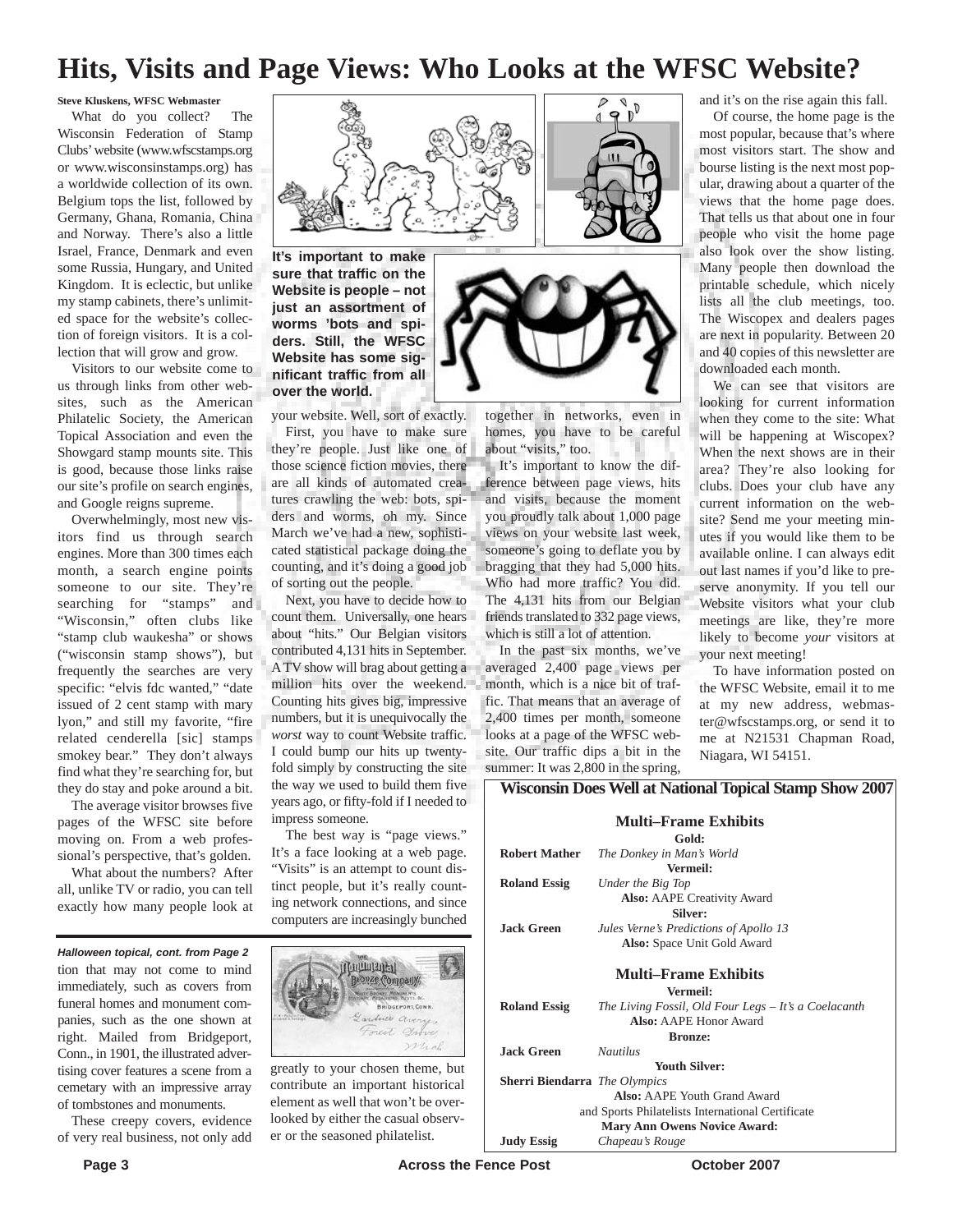# Hits, Visits and Page Views: Who Looks at the WFSC Website?

**Steve Kluskens, WFSC Webmaster**

What do you collect? The Wisconsin Federation of Stamp Clubs' website (www.wfscstamps.org or www.wisconsinstamps.org) has a worldwide collection of its own. Belgium tops the list, followed by Germany, Ghana, Romania, China and Norway. There's also a little Israel, France, Denmark and even some Russia, Hungary, and United Kingdom. It is eclectic, but unlike my stamp cabinets, there's unlimited space for the website's collection of foreign visitors. It is a collection that will grow and grow.

Visitors to our website come to us through links from other websites, such as the American Philatelic Society, the American Topical Association and even the Showgard stamp mounts site. This is good, because those links raise our site's profile on search engines, and Google reigns supreme.

Overwhelmingly, most new visitors find us through search engines. More than 300 times each month, a search engine points someone to our site. They're searching for "stamps" and "Wisconsin," often clubs like "stamp club waukesha" or shows ("wisconsin stamp shows"), but frequently the searches are very specific: "elvis fdc wanted," "date issued of 2 cent stamp with mary lyon," and still my favorite, "fire related cenderella [sic] stamps smokey bear." They don't always find what they're searching for, but they do stay and poke around a bit.

The average visitor browses five pages of the WFSC site before moving on. From a web professional's perspective, that's golden.

What about the numbers? After all, unlike TV or radio, you can tell exactly how many people look at your website. Well, sort of exactly.

**It's important to make sure that traffic on the Website is people – not just an assortment of worms 'bots and spiders. Still, the WFSC Website has some significant traffic from all over the world.**

First, you have to make sure they're people. Just like one of those science fiction movies, there are all kinds of automated creatures crawling the web: bots, spiders and worms, oh my. Since March we've had a new, sophisticated statistical package doing the counting, and it's doing a good job of sorting out the people.

Next, you have to decide how to count them. Universally, one hears about "hits." Our Belgian visitors contributed 4,131 hits in September. A TV show will brag about getting a million hits over the weekend. Counting hits gives big, impressive numbers, but it is unequivocally the *worst* way to count Website traffic. I could bump our hits up twenty-fold simply by constructing the site the way we used to build them five years ago, or fifty-fold if I needed to impress someone.

The best way is "page views." It's a face looking at a web page. "Visits" is an attempt to count distinct people, but it's really counting network connections, and since computers are increasingly bunched together in networks, even in homes, you have to be careful about "visits," too.

It's important to know the difference between page views, hits and visits, because the moment you proudly talk about 1,000 page views on your website last week, someone's going to deflate you by bragging that they had 5,000 hits. Who had more traffic? You did. The 4,131 hits from our Belgian friends translated to 332 page views, which is still a lot of attention.

In the past six months, we've averaged 2,400 page views per month, which is a nice bit of traffic. That means that an average of 2,400 times per month, someone looks at a page of the WFSC website. Our traffic dips a bit in the summer: It was 2,800 in the spring, and it's on the rise again this fall.

Of course, the home page is the most popular, because that's where most visitors start. The show and bourse listing is the next most popular, drawing about a quarter of the views that the home page does. That tells us that about one in four people who visit the home page also look over the show listing. Many people then download the printable schedule, which nicely lists all the club meetings, too. The Wiscopex and dealers pages are next in popularity. Between 20 and 40 copies of this newsletter are downloaded each month.

We can see that visitors are looking for current information when they come to the site: What will be happening at Wiscopex? When the next shows are in their area? They're also looking for clubs. Does your club have any current information on the website? Send me your meeting minutes if you would like them to be available online. I can always edit out last names if you'd like to preserve anonymity. If you tell our Website visitors what your club meetings are like, they're more likely to become *your* visitors at your next meeting!

To have information posted on the WFSC Website, email it to me at my new address, webmaster@wfscstamps.org, or send it to me at N21531 Chapman Road, Niagara, WI 54151.

***Halloween topical, cont. from Page 2***

tion that may not come to mind immediately, such as covers from funeral homes and monument companies, such as the one shown at right. Mailed from Bridgeport, Conn., in 1901, the illustrated advertising cover features a scene from a cemetary with an impressive array of tombstones and monuments.

These creepy covers, evidence of very real business, not only add greatly to your chosen theme, but contribute an important historical element as well that won't be overlooked by either the casual observer or the seasoned philatelist.

## Wisconsin Does Well at National Topical Stamp Show 2007

### Multi–Frame Exhibits

**Gold:**

**Robert Mather** — *The Donkey in Man's World*

**Vermeil:**

**Roland Essig** — *Under the Big Top*
**Also:** AAPE Creativity Award

**Silver:**

**Jack Green** — *Jules Verne's Predictions of Apollo 13*
**Also:** Space Unit Gold Award

### Multi–Frame Exhibits

**Vermeil:**

**Roland Essig** — *The Living Fossil, Old Four Legs – It's a Coelacanth*
**Also:** AAPE Honor Award

**Bronze:**

**Jack Green** — *Nautilus*

**Youth Silver:**

**Sherri Biendarra** — *The Olympics*
**Also:** AAPE Youth Grand Award and Sports Philatelists International Certificate

**Mary Ann Owens Novice Award:**

**Judy Essig** — *Chapeau's Rouge*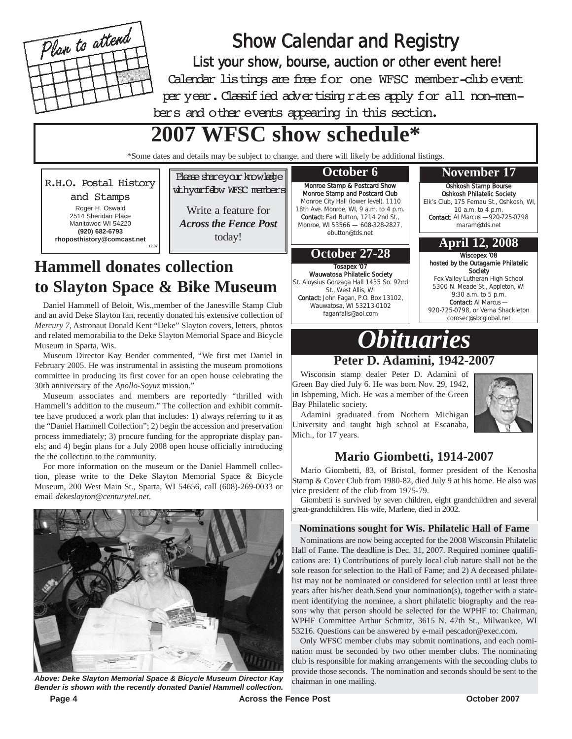# Show Calendar and Registry

## List your show, bourse, auction or other event here!

Calendar listings are free for one WFSC member-club event per year. Classified advertising rates apply for all non-members and other events appearing in this section.

# 2007 WFSC show schedule*

*Some dates and details may be subject to change, and there will likely be additional listings.

R.H.O. Postal History and Stamps
Roger H. Oswald
2514 Sheridan Place
Manitowoc WI 54220
**(920) 682-6793**
**rhoposthistory@comcast.net**
12.07

Please share your knowledge with your fellow WFSC members

Write a feature for *Across the Fence Post* today!

### October 6

**Monroe Stamp & Postcard Show**
**Monroe Stamp and Postcard Club**
Monroe City Hall (lower level), 1110 18th Ave. Monroe, WI, 9 a.m. to 4 p.m.
**Contact:** Earl Button, 1214 2nd St., Monroe, WI 53566 — 608-328-2827, ebutton@tds.net

### October 27-28

**Tosapex '07**
**Wauwatosa Philatelic Society**
St. Aloysius Gonzaga Hall 1435 So. 92nd St., West Allis, WI
**Contact:** John Fagan, P.O. Box 13102, Wauwatosa, WI 53213-0102
faganfalls@aol.com

### November 17

**Oshkosh Stamp Bourse**
**Oshkosh Philatelic Society**
Elk's Club, 175 Fernau St., Oshkosh, WI, 10 a.m. to 4 p.m.
**Contact:** Al Marcus — 920-725-0798
maram@tds.net

### April 12, 2008

**Wiscopex '08**
**hosted by the Outagamie Philatelic Society**
Fox Valley Lutheran High School
5300 N. Meade St., Appleton, WI
9:30 a.m. to 5 p.m.
**Contact:** Al Marcus — 920-725-0798, or Verna Shackleton
corosec@sbcglobal.net

## Hammell donates collection to Slayton Space & Bike Museum

Daniel Hammell of Beloit, Wis.,member of the Janesville Stamp Club and an avid Deke Slayton fan, recently donated his extensive collection of *Mercury 7*, Astronaut Donald Kent "Deke" Slayton covers, letters, photos and related memorabilia to the Deke Slayton Memorial Space and Bicycle Museum in Sparta, Wis.

Museum Director Kay Bender commented, "We first met Daniel in February 2005. He was instrumental in assisting the museum promotions committee in producing its first cover for an open house celebrating the 30th anniversary of the *Apollo-Soyuz* mission."

Museum associates and members are reportedly "thrilled with Hammell's addition to the museum." The collection and exhibit committee have produced a work plan that includes: 1) always referring to it as the "Daniel Hammell Collection"; 2) begin the accession and preservation process immediately; 3) procure funding for the appropriate display panels; and 4) begin plans for a July 2008 open house officially introducing the the collection to the community.

For more information on the museum or the Daniel Hammell collection, please write to the Deke Slayton Memorial Space & Bicycle Museum, 200 West Main St., Sparta, WI 54656, call (608)-269-0033 or email *dekeslayton@centurytel.net*.

***Above: Deke Slayton Memorial Space & Bicycle Museum Director Kay Bender is shown with the recently donated Daniel Hammell collection.***

# *Obituaries*

### Peter D. Adamini, 1942-2007

Wisconsin stamp dealer Peter D. Adamini of Green Bay died July 6. He was born Nov. 29, 1942, in Ishpeming, Mich. He was a member of the Green Bay Philatelic society.

Adamini graduated from Northern Michigan University and taught high school at Escanaba, Mich., for 17 years.

### Mario Giombetti, 1914-2007

Mario Giombetti, 83, of Bristol, former president of the Kenosha Stamp & Cover Club from 1980-82, died July 9 at his home. He also was vice president of the club from 1975-79.

Giombetti is survived by seven children, eight grandchildren and several great-grandchildren. His wife, Marlene, died in 2002.

### Nominations sought for Wis. Philatelic Hall of Fame

Nominations are now being accepted for the 2008 Wisconsin Philatelic Hall of Fame. The deadline is Dec. 31, 2007. Required nominee qualifications are: 1) Contributions of purely local club nature shall not be the sole reason for selection to the Hall of Fame; and 2) A deceased philatelist may not be nominated or considered for selection until at least three years after his/her death.Send your nomination(s), together with a statement identifying the nominee, a short philatelic biography and the reasons why that person should be selected for the WPHF to: Chairman, WPHF Committee Arthur Schmitz, 3615 N. 47th St., Milwaukee, WI 53216. Questions can be answered by e-mail pescador@exec.com.

Only WFSC member clubs may submit nominations, and each nomination must be seconded by two other member clubs. The nominating club is responsible for making arrangements with the seconding clubs to provide those seconds. The nomination and seconds should be sent to the chairman in one mailing.